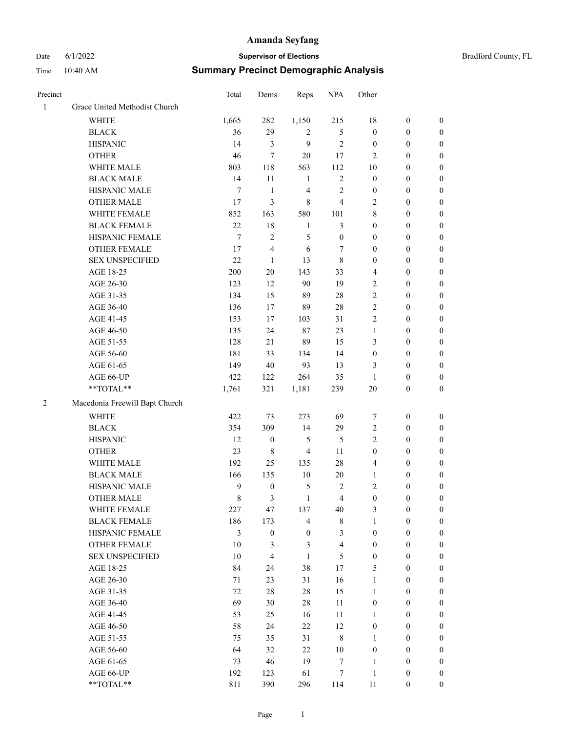# Amanda Seyfang

Date 6/1/2022 **Supervisor of Elections** Bradford County, FL

Time 10:40 AM **Summary Precinct Demographic Analysis**

| Precinct | | Total | Dems | Reps | NPA | Other | | |
|---|---|---|---|---|---|---|---|---|
| 1 | Grace United Methodist Church | | | | | | | |
| | WHITE | 1,665 | 282 | 1,150 | 215 | 18 | 0 | 0 |
| | BLACK | 36 | 29 | 2 | 5 | 0 | 0 | 0 |
| | HISPANIC | 14 | 3 | 9 | 2 | 0 | 0 | 0 |
| | OTHER | 46 | 7 | 20 | 17 | 2 | 0 | 0 |
| | WHITE MALE | 803 | 118 | 563 | 112 | 10 | 0 | 0 |
| | BLACK MALE | 14 | 11 | 1 | 2 | 0 | 0 | 0 |
| | HISPANIC MALE | 7 | 1 | 4 | 2 | 0 | 0 | 0 |
| | OTHER MALE | 17 | 3 | 8 | 4 | 2 | 0 | 0 |
| | WHITE FEMALE | 852 | 163 | 580 | 101 | 8 | 0 | 0 |
| | BLACK FEMALE | 22 | 18 | 1 | 3 | 0 | 0 | 0 |
| | HISPANIC FEMALE | 7 | 2 | 5 | 0 | 0 | 0 | 0 |
| | OTHER FEMALE | 17 | 4 | 6 | 7 | 0 | 0 | 0 |
| | SEX UNSPECIFIED | 22 | 1 | 13 | 8 | 0 | 0 | 0 |
| | AGE 18-25 | 200 | 20 | 143 | 33 | 4 | 0 | 0 |
| | AGE 26-30 | 123 | 12 | 90 | 19 | 2 | 0 | 0 |
| | AGE 31-35 | 134 | 15 | 89 | 28 | 2 | 0 | 0 |
| | AGE 36-40 | 136 | 17 | 89 | 28 | 2 | 0 | 0 |
| | AGE 41-45 | 153 | 17 | 103 | 31 | 2 | 0 | 0 |
| | AGE 46-50 | 135 | 24 | 87 | 23 | 1 | 0 | 0 |
| | AGE 51-55 | 128 | 21 | 89 | 15 | 3 | 0 | 0 |
| | AGE 56-60 | 181 | 33 | 134 | 14 | 0 | 0 | 0 |
| | AGE 61-65 | 149 | 40 | 93 | 13 | 3 | 0 | 0 |
| | AGE 66-UP | 422 | 122 | 264 | 35 | 1 | 0 | 0 |
| | **TOTAL** | 1,761 | 321 | 1,181 | 239 | 20 | 0 | 0 |
| 2 | Macedonia Freewill Bapt Church | | | | | | | |
| | WHITE | 422 | 73 | 273 | 69 | 7 | 0 | 0 |
| | BLACK | 354 | 309 | 14 | 29 | 2 | 0 | 0 |
| | HISPANIC | 12 | 0 | 5 | 5 | 2 | 0 | 0 |
| | OTHER | 23 | 8 | 4 | 11 | 0 | 0 | 0 |
| | WHITE MALE | 192 | 25 | 135 | 28 | 4 | 0 | 0 |
| | BLACK MALE | 166 | 135 | 10 | 20 | 1 | 0 | 0 |
| | HISPANIC MALE | 9 | 0 | 5 | 2 | 2 | 0 | 0 |
| | OTHER MALE | 8 | 3 | 1 | 4 | 0 | 0 | 0 |
| | WHITE FEMALE | 227 | 47 | 137 | 40 | 3 | 0 | 0 |
| | BLACK FEMALE | 186 | 173 | 4 | 8 | 1 | 0 | 0 |
| | HISPANIC FEMALE | 3 | 0 | 0 | 3 | 0 | 0 | 0 |
| | OTHER FEMALE | 10 | 3 | 3 | 4 | 0 | 0 | 0 |
| | SEX UNSPECIFIED | 10 | 4 | 1 | 5 | 0 | 0 | 0 |
| | AGE 18-25 | 84 | 24 | 38 | 17 | 5 | 0 | 0 |
| | AGE 26-30 | 71 | 23 | 31 | 16 | 1 | 0 | 0 |
| | AGE 31-35 | 72 | 28 | 28 | 15 | 1 | 0 | 0 |
| | AGE 36-40 | 69 | 30 | 28 | 11 | 0 | 0 | 0 |
| | AGE 41-45 | 53 | 25 | 16 | 11 | 1 | 0 | 0 |
| | AGE 46-50 | 58 | 24 | 22 | 12 | 0 | 0 | 0 |
| | AGE 51-55 | 75 | 35 | 31 | 8 | 1 | 0 | 0 |
| | AGE 56-60 | 64 | 32 | 22 | 10 | 0 | 0 | 0 |
| | AGE 61-65 | 73 | 46 | 19 | 7 | 1 | 0 | 0 |
| | AGE 66-UP | 192 | 123 | 61 | 7 | 1 | 0 | 0 |
| | **TOTAL** | 811 | 390 | 296 | 114 | 11 | 0 | 0 |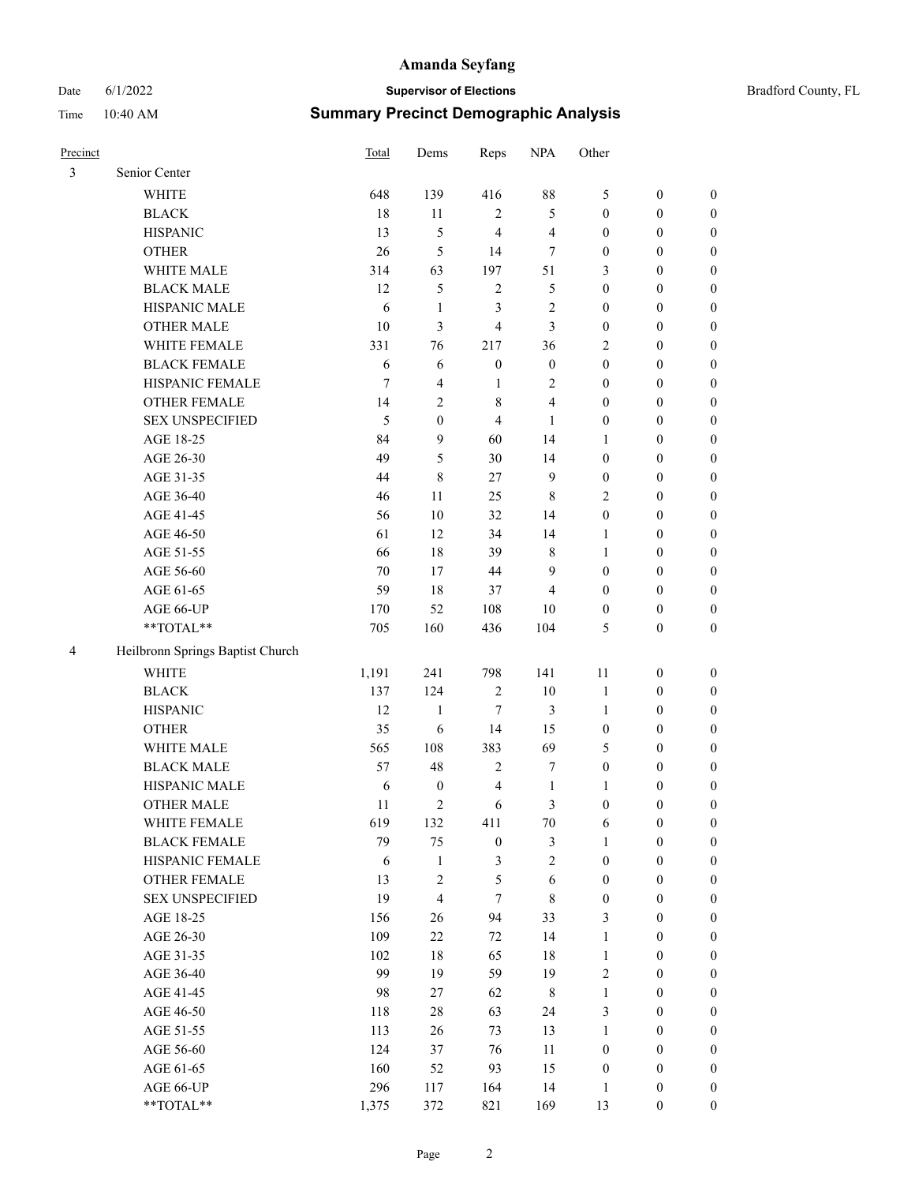# Amanda Seyfang

Date 6/1/2022 **Supervisor of Elections** Bradford County, FL

Time 10:40 AM **Summary Precinct Demographic Analysis**

| Precinct | | Total | Dems | Reps | NPA | Other | | |
|---|---|---|---|---|---|---|---|---|
| 3 | Senior Center | | | | | | | |
| | WHITE | 648 | 139 | 416 | 88 | 5 | 0 | 0 |
| | BLACK | 18 | 11 | 2 | 5 | 0 | 0 | 0 |
| | HISPANIC | 13 | 5 | 4 | 4 | 0 | 0 | 0 |
| | OTHER | 26 | 5 | 14 | 7 | 0 | 0 | 0 |
| | WHITE MALE | 314 | 63 | 197 | 51 | 3 | 0 | 0 |
| | BLACK MALE | 12 | 5 | 2 | 5 | 0 | 0 | 0 |
| | HISPANIC MALE | 6 | 1 | 3 | 2 | 0 | 0 | 0 |
| | OTHER MALE | 10 | 3 | 4 | 3 | 0 | 0 | 0 |
| | WHITE FEMALE | 331 | 76 | 217 | 36 | 2 | 0 | 0 |
| | BLACK FEMALE | 6 | 6 | 0 | 0 | 0 | 0 | 0 |
| | HISPANIC FEMALE | 7 | 4 | 1 | 2 | 0 | 0 | 0 |
| | OTHER FEMALE | 14 | 2 | 8 | 4 | 0 | 0 | 0 |
| | SEX UNSPECIFIED | 5 | 0 | 4 | 1 | 0 | 0 | 0 |
| | AGE 18-25 | 84 | 9 | 60 | 14 | 1 | 0 | 0 |
| | AGE 26-30 | 49 | 5 | 30 | 14 | 0 | 0 | 0 |
| | AGE 31-35 | 44 | 8 | 27 | 9 | 0 | 0 | 0 |
| | AGE 36-40 | 46 | 11 | 25 | 8 | 2 | 0 | 0 |
| | AGE 41-45 | 56 | 10 | 32 | 14 | 0 | 0 | 0 |
| | AGE 46-50 | 61 | 12 | 34 | 14 | 1 | 0 | 0 |
| | AGE 51-55 | 66 | 18 | 39 | 8 | 1 | 0 | 0 |
| | AGE 56-60 | 70 | 17 | 44 | 9 | 0 | 0 | 0 |
| | AGE 61-65 | 59 | 18 | 37 | 4 | 0 | 0 | 0 |
| | AGE 66-UP | 170 | 52 | 108 | 10 | 0 | 0 | 0 |
| | **TOTAL** | 705 | 160 | 436 | 104 | 5 | 0 | 0 |
| 4 | Heilbronn Springs Baptist Church | | | | | | | |
| | WHITE | 1,191 | 241 | 798 | 141 | 11 | 0 | 0 |
| | BLACK | 137 | 124 | 2 | 10 | 1 | 0 | 0 |
| | HISPANIC | 12 | 1 | 7 | 3 | 1 | 0 | 0 |
| | OTHER | 35 | 6 | 14 | 15 | 0 | 0 | 0 |
| | WHITE MALE | 565 | 108 | 383 | 69 | 5 | 0 | 0 |
| | BLACK MALE | 57 | 48 | 2 | 7 | 0 | 0 | 0 |
| | HISPANIC MALE | 6 | 0 | 4 | 1 | 1 | 0 | 0 |
| | OTHER MALE | 11 | 2 | 6 | 3 | 0 | 0 | 0 |
| | WHITE FEMALE | 619 | 132 | 411 | 70 | 6 | 0 | 0 |
| | BLACK FEMALE | 79 | 75 | 0 | 3 | 1 | 0 | 0 |
| | HISPANIC FEMALE | 6 | 1 | 3 | 2 | 0 | 0 | 0 |
| | OTHER FEMALE | 13 | 2 | 5 | 6 | 0 | 0 | 0 |
| | SEX UNSPECIFIED | 19 | 4 | 7 | 8 | 0 | 0 | 0 |
| | AGE 18-25 | 156 | 26 | 94 | 33 | 3 | 0 | 0 |
| | AGE 26-30 | 109 | 22 | 72 | 14 | 1 | 0 | 0 |
| | AGE 31-35 | 102 | 18 | 65 | 18 | 1 | 0 | 0 |
| | AGE 36-40 | 99 | 19 | 59 | 19 | 2 | 0 | 0 |
| | AGE 41-45 | 98 | 27 | 62 | 8 | 1 | 0 | 0 |
| | AGE 46-50 | 118 | 28 | 63 | 24 | 3 | 0 | 0 |
| | AGE 51-55 | 113 | 26 | 73 | 13 | 1 | 0 | 0 |
| | AGE 56-60 | 124 | 37 | 76 | 11 | 0 | 0 | 0 |
| | AGE 61-65 | 160 | 52 | 93 | 15 | 0 | 0 | 0 |
| | AGE 66-UP | 296 | 117 | 164 | 14 | 1 | 0 | 0 |
| | **TOTAL** | 1,375 | 372 | 821 | 169 | 13 | 0 | 0 |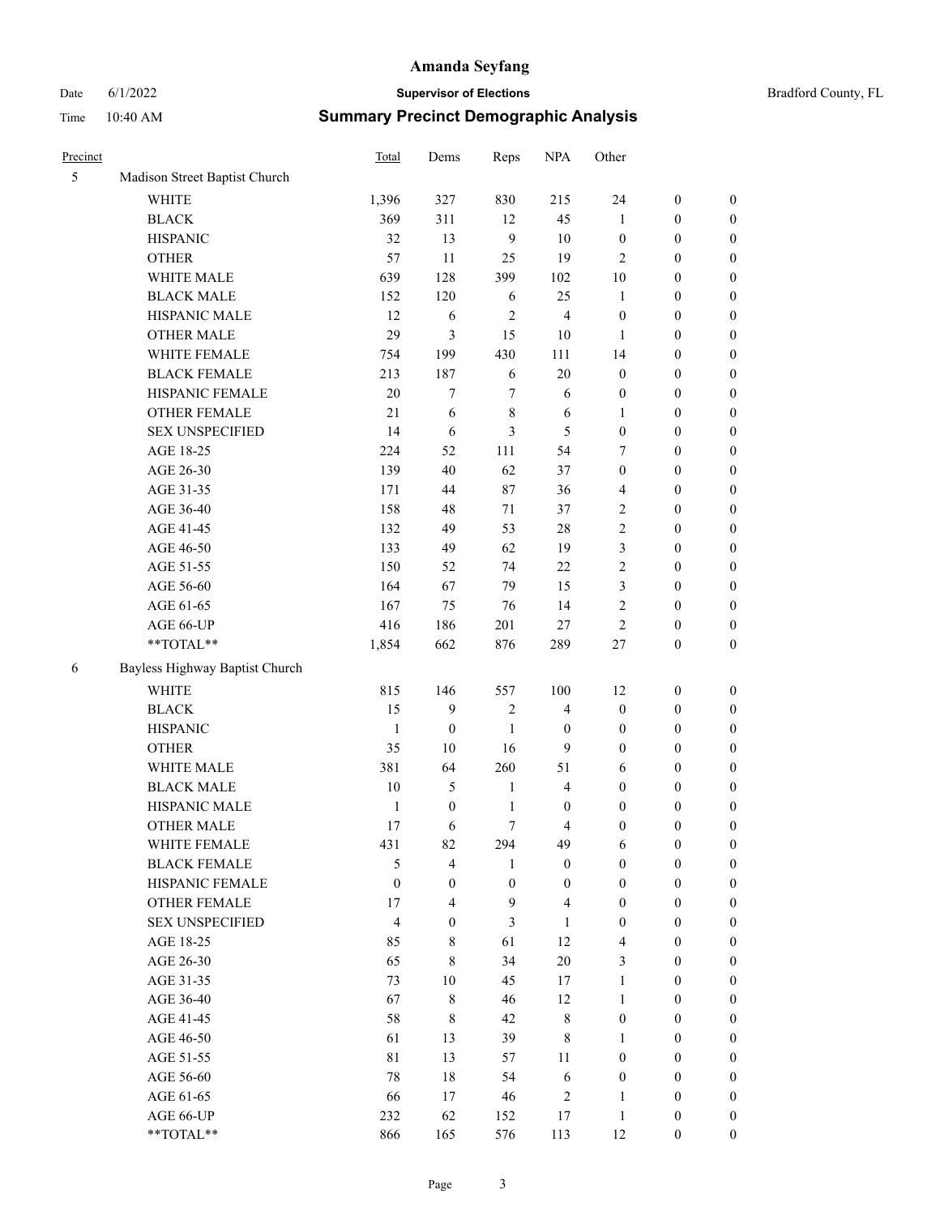# Amanda Seyfang

**Supervisor of Elections**

Bradford County, FL

Date 6/1/2022

Time 10:40 AM

## Summary Precinct Demographic Analysis

| Precinct | | Total | Dems | Reps | NPA | Other | | |
|---|---|---|---|---|---|---|---|---|
| 5 | Madison Street Baptist Church | | | | | | | |
| | WHITE | 1,396 | 327 | 830 | 215 | 24 | 0 | 0 |
| | BLACK | 369 | 311 | 12 | 45 | 1 | 0 | 0 |
| | HISPANIC | 32 | 13 | 9 | 10 | 0 | 0 | 0 |
| | OTHER | 57 | 11 | 25 | 19 | 2 | 0 | 0 |
| | WHITE MALE | 639 | 128 | 399 | 102 | 10 | 0 | 0 |
| | BLACK MALE | 152 | 120 | 6 | 25 | 1 | 0 | 0 |
| | HISPANIC MALE | 12 | 6 | 2 | 4 | 0 | 0 | 0 |
| | OTHER MALE | 29 | 3 | 15 | 10 | 1 | 0 | 0 |
| | WHITE FEMALE | 754 | 199 | 430 | 111 | 14 | 0 | 0 |
| | BLACK FEMALE | 213 | 187 | 6 | 20 | 0 | 0 | 0 |
| | HISPANIC FEMALE | 20 | 7 | 7 | 6 | 0 | 0 | 0 |
| | OTHER FEMALE | 21 | 6 | 8 | 6 | 1 | 0 | 0 |
| | SEX UNSPECIFIED | 14 | 6 | 3 | 5 | 0 | 0 | 0 |
| | AGE 18-25 | 224 | 52 | 111 | 54 | 7 | 0 | 0 |
| | AGE 26-30 | 139 | 40 | 62 | 37 | 0 | 0 | 0 |
| | AGE 31-35 | 171 | 44 | 87 | 36 | 4 | 0 | 0 |
| | AGE 36-40 | 158 | 48 | 71 | 37 | 2 | 0 | 0 |
| | AGE 41-45 | 132 | 49 | 53 | 28 | 2 | 0 | 0 |
| | AGE 46-50 | 133 | 49 | 62 | 19 | 3 | 0 | 0 |
| | AGE 51-55 | 150 | 52 | 74 | 22 | 2 | 0 | 0 |
| | AGE 56-60 | 164 | 67 | 79 | 15 | 3 | 0 | 0 |
| | AGE 61-65 | 167 | 75 | 76 | 14 | 2 | 0 | 0 |
| | AGE 66-UP | 416 | 186 | 201 | 27 | 2 | 0 | 0 |
| | **TOTAL** | 1,854 | 662 | 876 | 289 | 27 | 0 | 0 |
| 6 | Bayless Highway Baptist Church | | | | | | | |
| | WHITE | 815 | 146 | 557 | 100 | 12 | 0 | 0 |
| | BLACK | 15 | 9 | 2 | 4 | 0 | 0 | 0 |
| | HISPANIC | 1 | 0 | 1 | 0 | 0 | 0 | 0 |
| | OTHER | 35 | 10 | 16 | 9 | 0 | 0 | 0 |
| | WHITE MALE | 381 | 64 | 260 | 51 | 6 | 0 | 0 |
| | BLACK MALE | 10 | 5 | 1 | 4 | 0 | 0 | 0 |
| | HISPANIC MALE | 1 | 0 | 1 | 0 | 0 | 0 | 0 |
| | OTHER MALE | 17 | 6 | 7 | 4 | 0 | 0 | 0 |
| | WHITE FEMALE | 431 | 82 | 294 | 49 | 6 | 0 | 0 |
| | BLACK FEMALE | 5 | 4 | 1 | 0 | 0 | 0 | 0 |
| | HISPANIC FEMALE | 0 | 0 | 0 | 0 | 0 | 0 | 0 |
| | OTHER FEMALE | 17 | 4 | 9 | 4 | 0 | 0 | 0 |
| | SEX UNSPECIFIED | 4 | 0 | 3 | 1 | 0 | 0 | 0 |
| | AGE 18-25 | 85 | 8 | 61 | 12 | 4 | 0 | 0 |
| | AGE 26-30 | 65 | 8 | 34 | 20 | 3 | 0 | 0 |
| | AGE 31-35 | 73 | 10 | 45 | 17 | 1 | 0 | 0 |
| | AGE 36-40 | 67 | 8 | 46 | 12 | 1 | 0 | 0 |
| | AGE 41-45 | 58 | 8 | 42 | 8 | 0 | 0 | 0 |
| | AGE 46-50 | 61 | 13 | 39 | 8 | 1 | 0 | 0 |
| | AGE 51-55 | 81 | 13 | 57 | 11 | 0 | 0 | 0 |
| | AGE 56-60 | 78 | 18 | 54 | 6 | 0 | 0 | 0 |
| | AGE 61-65 | 66 | 17 | 46 | 2 | 1 | 0 | 0 |
| | AGE 66-UP | 232 | 62 | 152 | 17 | 1 | 0 | 0 |
| | **TOTAL** | 866 | 165 | 576 | 113 | 12 | 0 | 0 |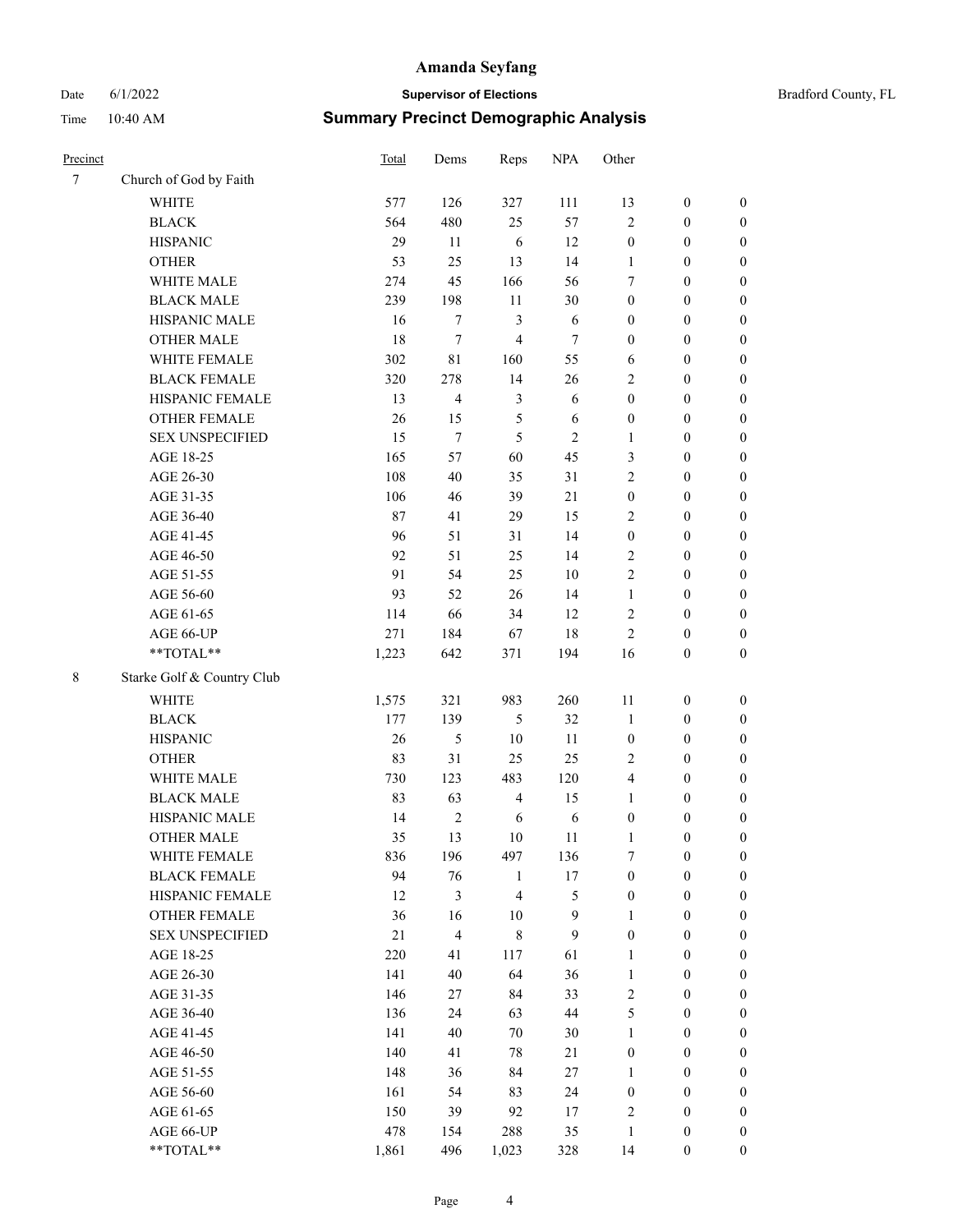# Amanda Seyfang

Date 6/1/2022 **Supervisor of Elections** Bradford County, FL

Time 10:40 AM **Summary Precinct Demographic Analysis**

| Precinct | | Total | Dems | Reps | NPA | Other | | |
|---|---|---|---|---|---|---|---|---|
| 7 | Church of God by Faith | | | | | | | |
| | WHITE | 577 | 126 | 327 | 111 | 13 | 0 | 0 |
| | BLACK | 564 | 480 | 25 | 57 | 2 | 0 | 0 |
| | HISPANIC | 29 | 11 | 6 | 12 | 0 | 0 | 0 |
| | OTHER | 53 | 25 | 13 | 14 | 1 | 0 | 0 |
| | WHITE MALE | 274 | 45 | 166 | 56 | 7 | 0 | 0 |
| | BLACK MALE | 239 | 198 | 11 | 30 | 0 | 0 | 0 |
| | HISPANIC MALE | 16 | 7 | 3 | 6 | 0 | 0 | 0 |
| | OTHER MALE | 18 | 7 | 4 | 7 | 0 | 0 | 0 |
| | WHITE FEMALE | 302 | 81 | 160 | 55 | 6 | 0 | 0 |
| | BLACK FEMALE | 320 | 278 | 14 | 26 | 2 | 0 | 0 |
| | HISPANIC FEMALE | 13 | 4 | 3 | 6 | 0 | 0 | 0 |
| | OTHER FEMALE | 26 | 15 | 5 | 6 | 0 | 0 | 0 |
| | SEX UNSPECIFIED | 15 | 7 | 5 | 2 | 1 | 0 | 0 |
| | AGE 18-25 | 165 | 57 | 60 | 45 | 3 | 0 | 0 |
| | AGE 26-30 | 108 | 40 | 35 | 31 | 2 | 0 | 0 |
| | AGE 31-35 | 106 | 46 | 39 | 21 | 0 | 0 | 0 |
| | AGE 36-40 | 87 | 41 | 29 | 15 | 2 | 0 | 0 |
| | AGE 41-45 | 96 | 51 | 31 | 14 | 0 | 0 | 0 |
| | AGE 46-50 | 92 | 51 | 25 | 14 | 2 | 0 | 0 |
| | AGE 51-55 | 91 | 54 | 25 | 10 | 2 | 0 | 0 |
| | AGE 56-60 | 93 | 52 | 26 | 14 | 1 | 0 | 0 |
| | AGE 61-65 | 114 | 66 | 34 | 12 | 2 | 0 | 0 |
| | AGE 66-UP | 271 | 184 | 67 | 18 | 2 | 0 | 0 |
| | **TOTAL** | 1,223 | 642 | 371 | 194 | 16 | 0 | 0 |
| 8 | Starke Golf & Country Club | | | | | | | |
| | WHITE | 1,575 | 321 | 983 | 260 | 11 | 0 | 0 |
| | BLACK | 177 | 139 | 5 | 32 | 1 | 0 | 0 |
| | HISPANIC | 26 | 5 | 10 | 11 | 0 | 0 | 0 |
| | OTHER | 83 | 31 | 25 | 25 | 2 | 0 | 0 |
| | WHITE MALE | 730 | 123 | 483 | 120 | 4 | 0 | 0 |
| | BLACK MALE | 83 | 63 | 4 | 15 | 1 | 0 | 0 |
| | HISPANIC MALE | 14 | 2 | 6 | 6 | 0 | 0 | 0 |
| | OTHER MALE | 35 | 13 | 10 | 11 | 1 | 0 | 0 |
| | WHITE FEMALE | 836 | 196 | 497 | 136 | 7 | 0 | 0 |
| | BLACK FEMALE | 94 | 76 | 1 | 17 | 0 | 0 | 0 |
| | HISPANIC FEMALE | 12 | 3 | 4 | 5 | 0 | 0 | 0 |
| | OTHER FEMALE | 36 | 16 | 10 | 9 | 1 | 0 | 0 |
| | SEX UNSPECIFIED | 21 | 4 | 8 | 9 | 0 | 0 | 0 |
| | AGE 18-25 | 220 | 41 | 117 | 61 | 1 | 0 | 0 |
| | AGE 26-30 | 141 | 40 | 64 | 36 | 1 | 0 | 0 |
| | AGE 31-35 | 146 | 27 | 84 | 33 | 2 | 0 | 0 |
| | AGE 36-40 | 136 | 24 | 63 | 44 | 5 | 0 | 0 |
| | AGE 41-45 | 141 | 40 | 70 | 30 | 1 | 0 | 0 |
| | AGE 46-50 | 140 | 41 | 78 | 21 | 0 | 0 | 0 |
| | AGE 51-55 | 148 | 36 | 84 | 27 | 1 | 0 | 0 |
| | AGE 56-60 | 161 | 54 | 83 | 24 | 0 | 0 | 0 |
| | AGE 61-65 | 150 | 39 | 92 | 17 | 2 | 0 | 0 |
| | AGE 66-UP | 478 | 154 | 288 | 35 | 1 | 0 | 0 |
| | **TOTAL** | 1,861 | 496 | 1,023 | 328 | 14 | 0 | 0 |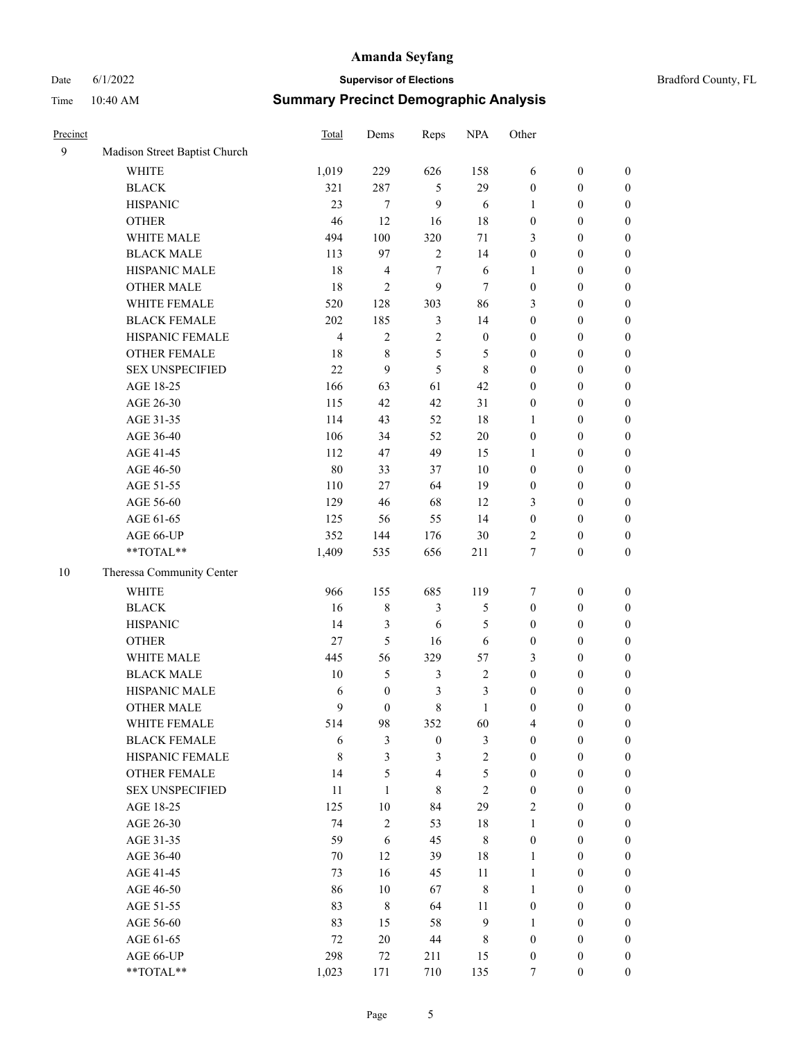# Amanda Seyfang

Date 6/1/2022 **Supervisor of Elections** Bradford County, FL

Time 10:40 AM **Summary Precinct Demographic Analysis**

| Precinct | | Total | Dems | Reps | NPA | Other | | |
|---|---|---|---|---|---|---|---|---|
| 9 | Madison Street Baptist Church | | | | | | | |
| | WHITE | 1,019 | 229 | 626 | 158 | 6 | 0 | 0 |
| | BLACK | 321 | 287 | 5 | 29 | 0 | 0 | 0 |
| | HISPANIC | 23 | 7 | 9 | 6 | 1 | 0 | 0 |
| | OTHER | 46 | 12 | 16 | 18 | 0 | 0 | 0 |
| | WHITE MALE | 494 | 100 | 320 | 71 | 3 | 0 | 0 |
| | BLACK MALE | 113 | 97 | 2 | 14 | 0 | 0 | 0 |
| | HISPANIC MALE | 18 | 4 | 7 | 6 | 1 | 0 | 0 |
| | OTHER MALE | 18 | 2 | 9 | 7 | 0 | 0 | 0 |
| | WHITE FEMALE | 520 | 128 | 303 | 86 | 3 | 0 | 0 |
| | BLACK FEMALE | 202 | 185 | 3 | 14 | 0 | 0 | 0 |
| | HISPANIC FEMALE | 4 | 2 | 2 | 0 | 0 | 0 | 0 |
| | OTHER FEMALE | 18 | 8 | 5 | 5 | 0 | 0 | 0 |
| | SEX UNSPECIFIED | 22 | 9 | 5 | 8 | 0 | 0 | 0 |
| | AGE 18-25 | 166 | 63 | 61 | 42 | 0 | 0 | 0 |
| | AGE 26-30 | 115 | 42 | 42 | 31 | 0 | 0 | 0 |
| | AGE 31-35 | 114 | 43 | 52 | 18 | 1 | 0 | 0 |
| | AGE 36-40 | 106 | 34 | 52 | 20 | 0 | 0 | 0 |
| | AGE 41-45 | 112 | 47 | 49 | 15 | 1 | 0 | 0 |
| | AGE 46-50 | 80 | 33 | 37 | 10 | 0 | 0 | 0 |
| | AGE 51-55 | 110 | 27 | 64 | 19 | 0 | 0 | 0 |
| | AGE 56-60 | 129 | 46 | 68 | 12 | 3 | 0 | 0 |
| | AGE 61-65 | 125 | 56 | 55 | 14 | 0 | 0 | 0 |
| | AGE 66-UP | 352 | 144 | 176 | 30 | 2 | 0 | 0 |
| | **TOTAL** | 1,409 | 535 | 656 | 211 | 7 | 0 | 0 |
| 10 | Theressa Community Center | | | | | | | |
| | WHITE | 966 | 155 | 685 | 119 | 7 | 0 | 0 |
| | BLACK | 16 | 8 | 3 | 5 | 0 | 0 | 0 |
| | HISPANIC | 14 | 3 | 6 | 5 | 0 | 0 | 0 |
| | OTHER | 27 | 5 | 16 | 6 | 0 | 0 | 0 |
| | WHITE MALE | 445 | 56 | 329 | 57 | 3 | 0 | 0 |
| | BLACK MALE | 10 | 5 | 3 | 2 | 0 | 0 | 0 |
| | HISPANIC MALE | 6 | 0 | 3 | 3 | 0 | 0 | 0 |
| | OTHER MALE | 9 | 0 | 8 | 1 | 0 | 0 | 0 |
| | WHITE FEMALE | 514 | 98 | 352 | 60 | 4 | 0 | 0 |
| | BLACK FEMALE | 6 | 3 | 0 | 3 | 0 | 0 | 0 |
| | HISPANIC FEMALE | 8 | 3 | 3 | 2 | 0 | 0 | 0 |
| | OTHER FEMALE | 14 | 5 | 4 | 5 | 0 | 0 | 0 |
| | SEX UNSPECIFIED | 11 | 1 | 8 | 2 | 0 | 0 | 0 |
| | AGE 18-25 | 125 | 10 | 84 | 29 | 2 | 0 | 0 |
| | AGE 26-30 | 74 | 2 | 53 | 18 | 1 | 0 | 0 |
| | AGE 31-35 | 59 | 6 | 45 | 8 | 0 | 0 | 0 |
| | AGE 36-40 | 70 | 12 | 39 | 18 | 1 | 0 | 0 |
| | AGE 41-45 | 73 | 16 | 45 | 11 | 1 | 0 | 0 |
| | AGE 46-50 | 86 | 10 | 67 | 8 | 1 | 0 | 0 |
| | AGE 51-55 | 83 | 8 | 64 | 11 | 0 | 0 | 0 |
| | AGE 56-60 | 83 | 15 | 58 | 9 | 1 | 0 | 0 |
| | AGE 61-65 | 72 | 20 | 44 | 8 | 0 | 0 | 0 |
| | AGE 66-UP | 298 | 72 | 211 | 15 | 0 | 0 | 0 |
| | **TOTAL** | 1,023 | 171 | 710 | 135 | 7 | 0 | 0 |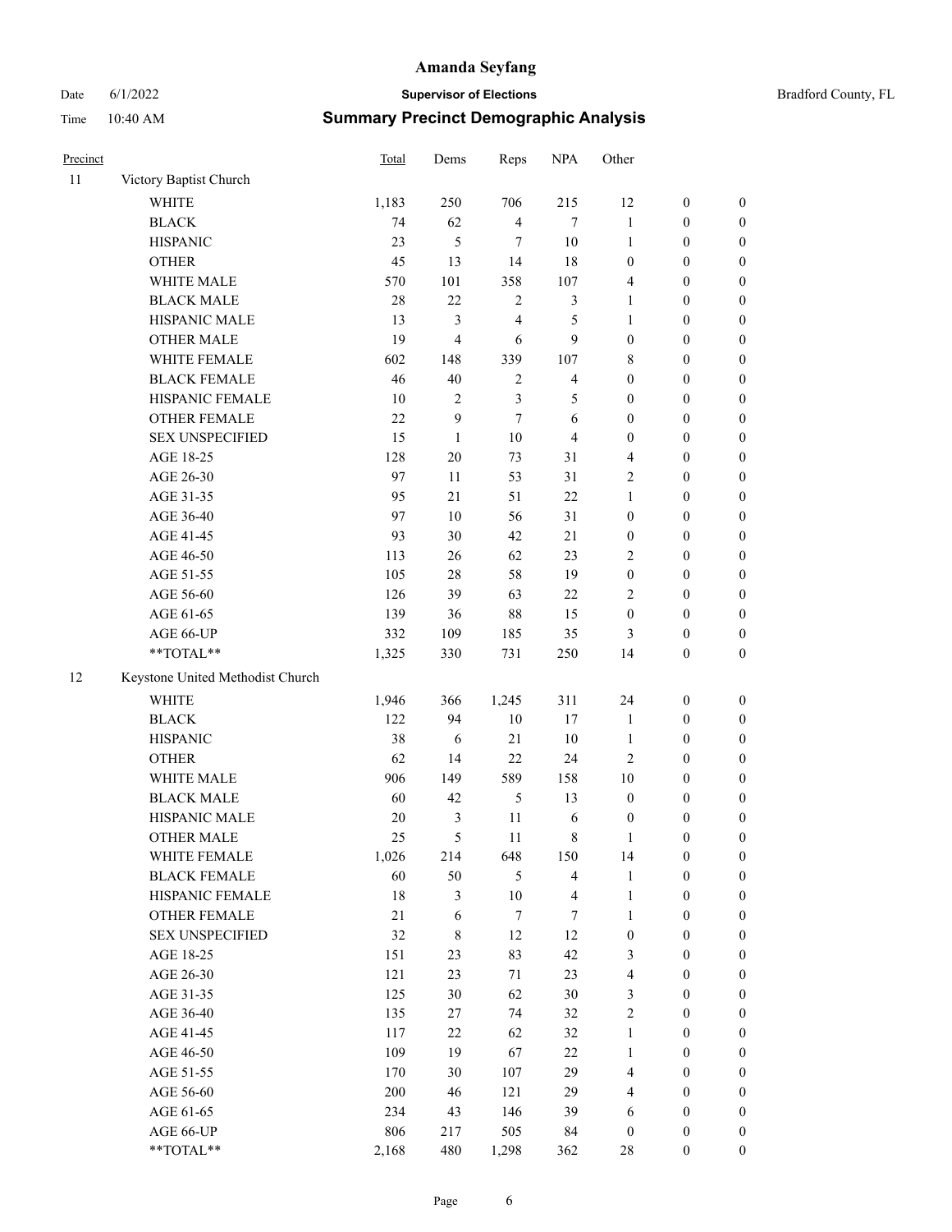# Amanda Seyfang

Date 6/1/2022 **Supervisor of Elections** Bradford County, FL

Time 10:40 AM **Summary Precinct Demographic Analysis**

| Precinct | | Total | Dems | Reps | NPA | Other | | |
|---|---|---|---|---|---|---|---|---|
| 11 | Victory Baptist Church | | | | | | | |
| | WHITE | 1,183 | 250 | 706 | 215 | 12 | 0 | 0 |
| | BLACK | 74 | 62 | 4 | 7 | 1 | 0 | 0 |
| | HISPANIC | 23 | 5 | 7 | 10 | 1 | 0 | 0 |
| | OTHER | 45 | 13 | 14 | 18 | 0 | 0 | 0 |
| | WHITE MALE | 570 | 101 | 358 | 107 | 4 | 0 | 0 |
| | BLACK MALE | 28 | 22 | 2 | 3 | 1 | 0 | 0 |
| | HISPANIC MALE | 13 | 3 | 4 | 5 | 1 | 0 | 0 |
| | OTHER MALE | 19 | 4 | 6 | 9 | 0 | 0 | 0 |
| | WHITE FEMALE | 602 | 148 | 339 | 107 | 8 | 0 | 0 |
| | BLACK FEMALE | 46 | 40 | 2 | 4 | 0 | 0 | 0 |
| | HISPANIC FEMALE | 10 | 2 | 3 | 5 | 0 | 0 | 0 |
| | OTHER FEMALE | 22 | 9 | 7 | 6 | 0 | 0 | 0 |
| | SEX UNSPECIFIED | 15 | 1 | 10 | 4 | 0 | 0 | 0 |
| | AGE 18-25 | 128 | 20 | 73 | 31 | 4 | 0 | 0 |
| | AGE 26-30 | 97 | 11 | 53 | 31 | 2 | 0 | 0 |
| | AGE 31-35 | 95 | 21 | 51 | 22 | 1 | 0 | 0 |
| | AGE 36-40 | 97 | 10 | 56 | 31 | 0 | 0 | 0 |
| | AGE 41-45 | 93 | 30 | 42 | 21 | 0 | 0 | 0 |
| | AGE 46-50 | 113 | 26 | 62 | 23 | 2 | 0 | 0 |
| | AGE 51-55 | 105 | 28 | 58 | 19 | 0 | 0 | 0 |
| | AGE 56-60 | 126 | 39 | 63 | 22 | 2 | 0 | 0 |
| | AGE 61-65 | 139 | 36 | 88 | 15 | 0 | 0 | 0 |
| | AGE 66-UP | 332 | 109 | 185 | 35 | 3 | 0 | 0 |
| | **TOTAL** | 1,325 | 330 | 731 | 250 | 14 | 0 | 0 |
| 12 | Keystone United Methodist Church | | | | | | | |
| | WHITE | 1,946 | 366 | 1,245 | 311 | 24 | 0 | 0 |
| | BLACK | 122 | 94 | 10 | 17 | 1 | 0 | 0 |
| | HISPANIC | 38 | 6 | 21 | 10 | 1 | 0 | 0 |
| | OTHER | 62 | 14 | 22 | 24 | 2 | 0 | 0 |
| | WHITE MALE | 906 | 149 | 589 | 158 | 10 | 0 | 0 |
| | BLACK MALE | 60 | 42 | 5 | 13 | 0 | 0 | 0 |
| | HISPANIC MALE | 20 | 3 | 11 | 6 | 0 | 0 | 0 |
| | OTHER MALE | 25 | 5 | 11 | 8 | 1 | 0 | 0 |
| | WHITE FEMALE | 1,026 | 214 | 648 | 150 | 14 | 0 | 0 |
| | BLACK FEMALE | 60 | 50 | 5 | 4 | 1 | 0 | 0 |
| | HISPANIC FEMALE | 18 | 3 | 10 | 4 | 1 | 0 | 0 |
| | OTHER FEMALE | 21 | 6 | 7 | 7 | 1 | 0 | 0 |
| | SEX UNSPECIFIED | 32 | 8 | 12 | 12 | 0 | 0 | 0 |
| | AGE 18-25 | 151 | 23 | 83 | 42 | 3 | 0 | 0 |
| | AGE 26-30 | 121 | 23 | 71 | 23 | 4 | 0 | 0 |
| | AGE 31-35 | 125 | 30 | 62 | 30 | 3 | 0 | 0 |
| | AGE 36-40 | 135 | 27 | 74 | 32 | 2 | 0 | 0 |
| | AGE 41-45 | 117 | 22 | 62 | 32 | 1 | 0 | 0 |
| | AGE 46-50 | 109 | 19 | 67 | 22 | 1 | 0 | 0 |
| | AGE 51-55 | 170 | 30 | 107 | 29 | 4 | 0 | 0 |
| | AGE 56-60 | 200 | 46 | 121 | 29 | 4 | 0 | 0 |
| | AGE 61-65 | 234 | 43 | 146 | 39 | 6 | 0 | 0 |
| | AGE 66-UP | 806 | 217 | 505 | 84 | 0 | 0 | 0 |
| | **TOTAL** | 2,168 | 480 | 1,298 | 362 | 28 | 0 | 0 |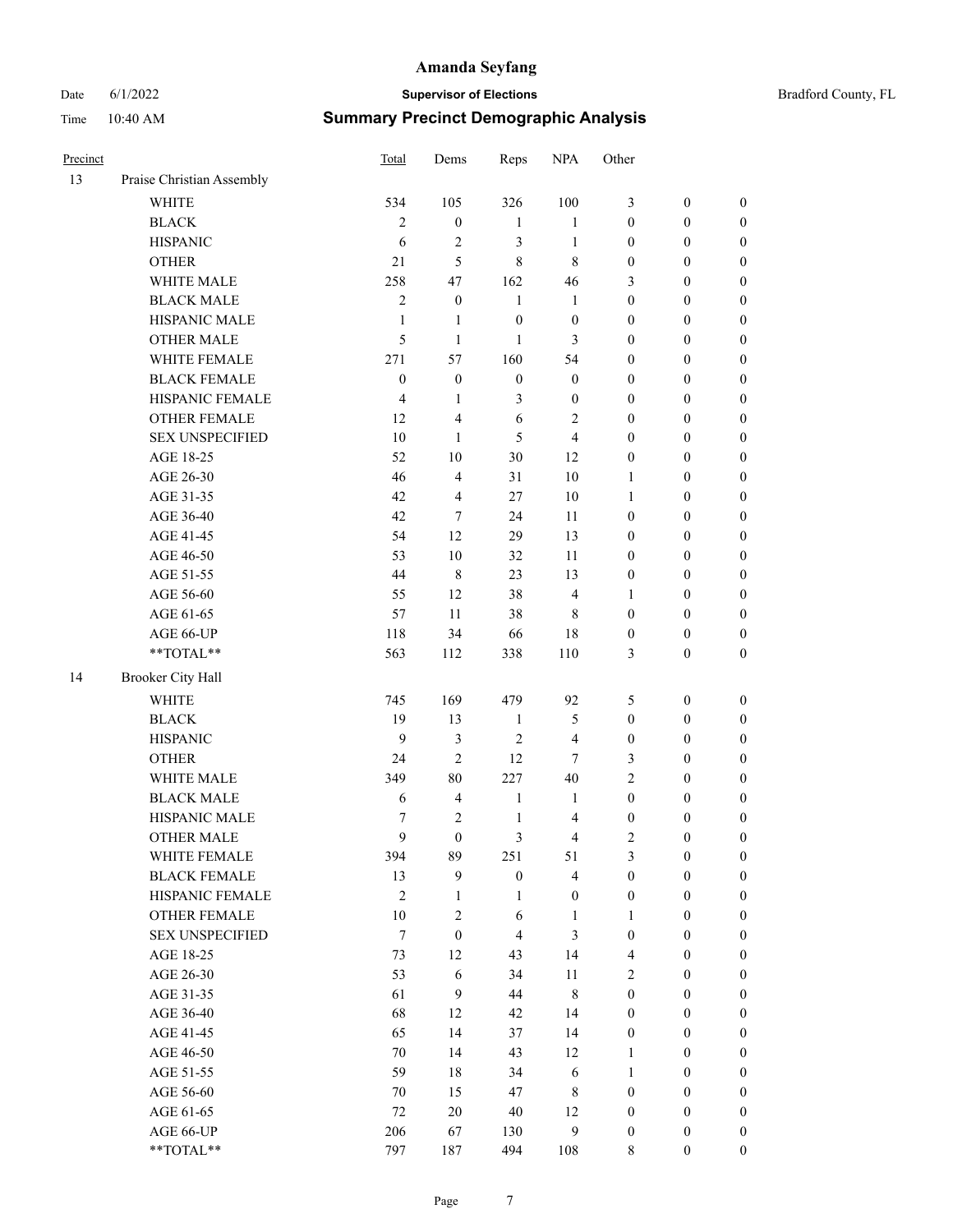# Amanda Seyfang

Date 6/1/2022 **Supervisor of Elections** Bradford County, FL

Time 10:40 AM **Summary Precinct Demographic Analysis**

| Precinct | | Total | Dems | Reps | NPA | Other | | |
|---|---|---|---|---|---|---|---|---|
| 13 | Praise Christian Assembly | | | | | | | |
| | WHITE | 534 | 105 | 326 | 100 | 3 | 0 | 0 |
| | BLACK | 2 | 0 | 1 | 1 | 0 | 0 | 0 |
| | HISPANIC | 6 | 2 | 3 | 1 | 0 | 0 | 0 |
| | OTHER | 21 | 5 | 8 | 8 | 0 | 0 | 0 |
| | WHITE MALE | 258 | 47 | 162 | 46 | 3 | 0 | 0 |
| | BLACK MALE | 2 | 0 | 1 | 1 | 0 | 0 | 0 |
| | HISPANIC MALE | 1 | 1 | 0 | 0 | 0 | 0 | 0 |
| | OTHER MALE | 5 | 1 | 1 | 3 | 0 | 0 | 0 |
| | WHITE FEMALE | 271 | 57 | 160 | 54 | 0 | 0 | 0 |
| | BLACK FEMALE | 0 | 0 | 0 | 0 | 0 | 0 | 0 |
| | HISPANIC FEMALE | 4 | 1 | 3 | 0 | 0 | 0 | 0 |
| | OTHER FEMALE | 12 | 4 | 6 | 2 | 0 | 0 | 0 |
| | SEX UNSPECIFIED | 10 | 1 | 5 | 4 | 0 | 0 | 0 |
| | AGE 18-25 | 52 | 10 | 30 | 12 | 0 | 0 | 0 |
| | AGE 26-30 | 46 | 4 | 31 | 10 | 1 | 0 | 0 |
| | AGE 31-35 | 42 | 4 | 27 | 10 | 1 | 0 | 0 |
| | AGE 36-40 | 42 | 7 | 24 | 11 | 0 | 0 | 0 |
| | AGE 41-45 | 54 | 12 | 29 | 13 | 0 | 0 | 0 |
| | AGE 46-50 | 53 | 10 | 32 | 11 | 0 | 0 | 0 |
| | AGE 51-55 | 44 | 8 | 23 | 13 | 0 | 0 | 0 |
| | AGE 56-60 | 55 | 12 | 38 | 4 | 1 | 0 | 0 |
| | AGE 61-65 | 57 | 11 | 38 | 8 | 0 | 0 | 0 |
| | AGE 66-UP | 118 | 34 | 66 | 18 | 0 | 0 | 0 |
| | **TOTAL** | 563 | 112 | 338 | 110 | 3 | 0 | 0 |
| 14 | Brooker City Hall | | | | | | | |
| | WHITE | 745 | 169 | 479 | 92 | 5 | 0 | 0 |
| | BLACK | 19 | 13 | 1 | 5 | 0 | 0 | 0 |
| | HISPANIC | 9 | 3 | 2 | 4 | 0 | 0 | 0 |
| | OTHER | 24 | 2 | 12 | 7 | 3 | 0 | 0 |
| | WHITE MALE | 349 | 80 | 227 | 40 | 2 | 0 | 0 |
| | BLACK MALE | 6 | 4 | 1 | 1 | 0 | 0 | 0 |
| | HISPANIC MALE | 7 | 2 | 1 | 4 | 0 | 0 | 0 |
| | OTHER MALE | 9 | 0 | 3 | 4 | 2 | 0 | 0 |
| | WHITE FEMALE | 394 | 89 | 251 | 51 | 3 | 0 | 0 |
| | BLACK FEMALE | 13 | 9 | 0 | 4 | 0 | 0 | 0 |
| | HISPANIC FEMALE | 2 | 1 | 1 | 0 | 0 | 0 | 0 |
| | OTHER FEMALE | 10 | 2 | 6 | 1 | 1 | 0 | 0 |
| | SEX UNSPECIFIED | 7 | 0 | 4 | 3 | 0 | 0 | 0 |
| | AGE 18-25 | 73 | 12 | 43 | 14 | 4 | 0 | 0 |
| | AGE 26-30 | 53 | 6 | 34 | 11 | 2 | 0 | 0 |
| | AGE 31-35 | 61 | 9 | 44 | 8 | 0 | 0 | 0 |
| | AGE 36-40 | 68 | 12 | 42 | 14 | 0 | 0 | 0 |
| | AGE 41-45 | 65 | 14 | 37 | 14 | 0 | 0 | 0 |
| | AGE 46-50 | 70 | 14 | 43 | 12 | 1 | 0 | 0 |
| | AGE 51-55 | 59 | 18 | 34 | 6 | 1 | 0 | 0 |
| | AGE 56-60 | 70 | 15 | 47 | 8 | 0 | 0 | 0 |
| | AGE 61-65 | 72 | 20 | 40 | 12 | 0 | 0 | 0 |
| | AGE 66-UP | 206 | 67 | 130 | 9 | 0 | 0 | 0 |
| | **TOTAL** | 797 | 187 | 494 | 108 | 8 | 0 | 0 |